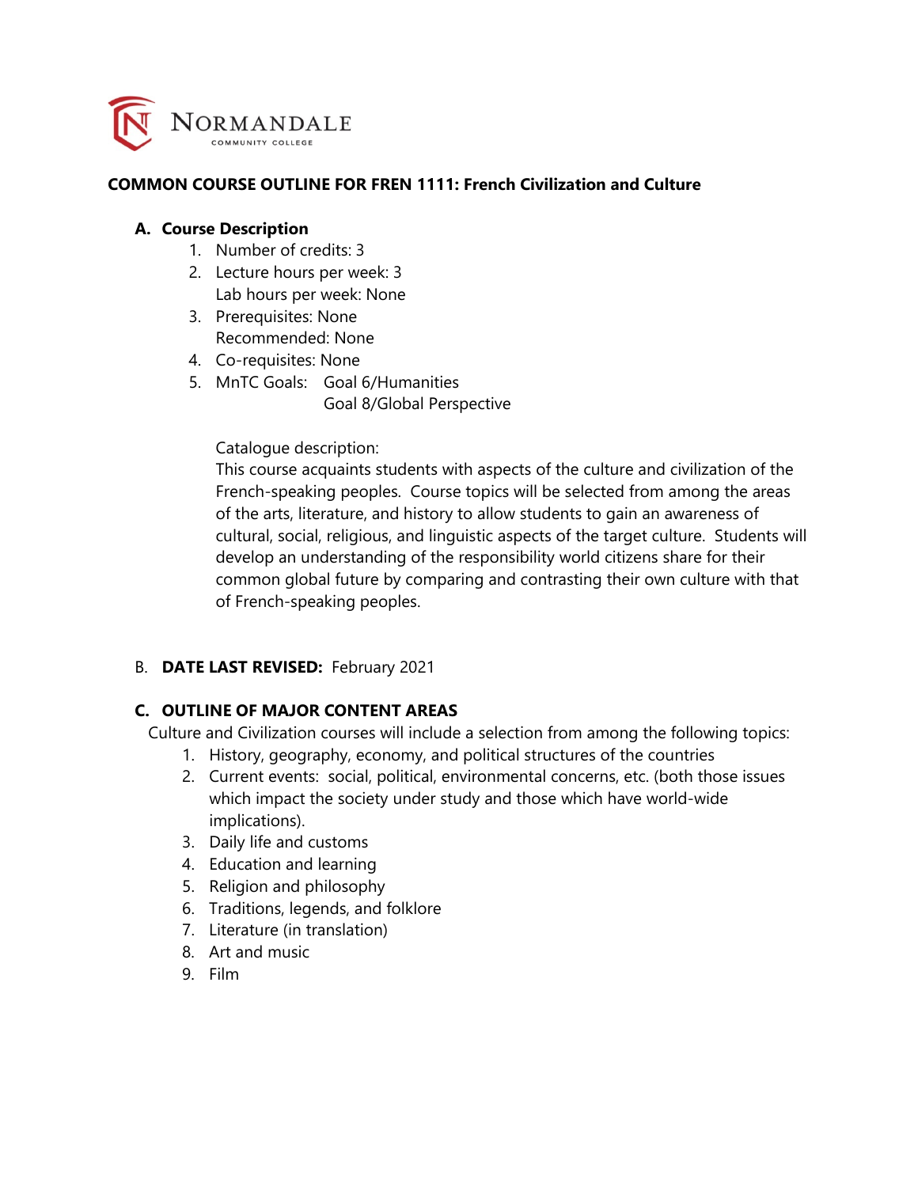NORMANDALE COMMUNITY COLLEGE

# COMMON COURSE OUTLINE FOR FREN 1111: French Civilization and Culture

## A. Course Description

1. Number of credits: 3
2. Lecture hours per week: 3
   Lab hours per week: None
3. Prerequisites: None
   Recommended: None
4. Co-requisites: None
5. MnTC Goals: Goal 6/Humanities
   Goal 8/Global Perspective

Catalogue description:
This course acquaints students with aspects of the culture and civilization of the French-speaking peoples. Course topics will be selected from among the areas of the arts, literature, and history to allow students to gain an awareness of cultural, social, religious, and linguistic aspects of the target culture. Students will develop an understanding of the responsibility world citizens share for their common global future by comparing and contrasting their own culture with that of French-speaking peoples.

## B. DATE LAST REVISED: February 2021

## C. OUTLINE OF MAJOR CONTENT AREAS

Culture and Civilization courses will include a selection from among the following topics:

1. History, geography, economy, and political structures of the countries
2. Current events: social, political, environmental concerns, etc. (both those issues which impact the society under study and those which have world-wide implications).
3. Daily life and customs
4. Education and learning
5. Religion and philosophy
6. Traditions, legends, and folklore
7. Literature (in translation)
8. Art and music
9. Film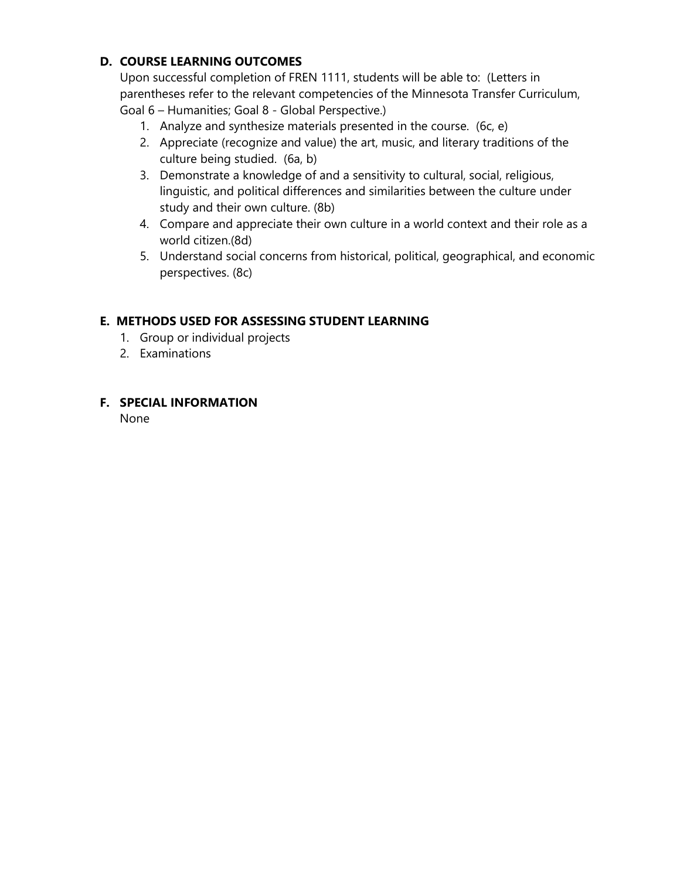### D. COURSE LEARNING OUTCOMES

Upon successful completion of FREN 1111, students will be able to: (Letters in parentheses refer to the relevant competencies of the Minnesota Transfer Curriculum, Goal 6 – Humanities; Goal 8 - Global Perspective.)

1. Analyze and synthesize materials presented in the course. (6c, e)
2. Appreciate (recognize and value) the art, music, and literary traditions of the culture being studied. (6a, b)
3. Demonstrate a knowledge of and a sensitivity to cultural, social, religious, linguistic, and political differences and similarities between the culture under study and their own culture. (8b)
4. Compare and appreciate their own culture in a world context and their role as a world citizen.(8d)
5. Understand social concerns from historical, political, geographical, and economic perspectives. (8c)

### E. METHODS USED FOR ASSESSING STUDENT LEARNING

1. Group or individual projects
2. Examinations

### F. SPECIAL INFORMATION

None